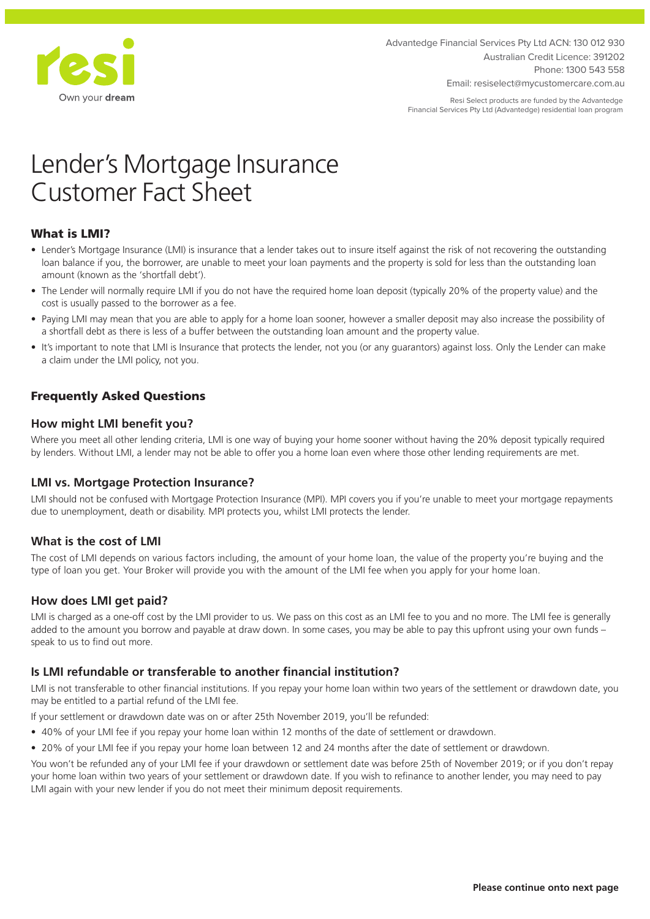resi

Own your **dream**

Advantedge Financial Services Pty Ltd ACN: 130 012 930
Australian Credit Licence: 391202
Phone: 1300 543 558
Email: resiselect@mycustomercare.com.au

Resi Select products are funded by the Advantedge Financial Services Pty Ltd (Advantedge) residential loan program

# Lender's Mortgage Insurance Customer Fact Sheet

## What is LMI?

- Lender's Mortgage Insurance (LMI) is insurance that a lender takes out to insure itself against the risk of not recovering the outstanding loan balance if you, the borrower, are unable to meet your loan payments and the property is sold for less than the outstanding loan amount (known as the 'shortfall debt').
- The Lender will normally require LMI if you do not have the required home loan deposit (typically 20% of the property value) and the cost is usually passed to the borrower as a fee.
- Paying LMI may mean that you are able to apply for a home loan sooner, however a smaller deposit may also increase the possibility of a shortfall debt as there is less of a buffer between the outstanding loan amount and the property value.
- It's important to note that LMI is Insurance that protects the lender, not you (or any guarantors) against loss. Only the Lender can make a claim under the LMI policy, not you.

## Frequently Asked Questions

### How might LMI benefit you?

Where you meet all other lending criteria, LMI is one way of buying your home sooner without having the 20% deposit typically required by lenders. Without LMI, a lender may not be able to offer you a home loan even where those other lending requirements are met.

### LMI vs. Mortgage Protection Insurance?

LMI should not be confused with Mortgage Protection Insurance (MPI). MPI covers you if you're unable to meet your mortgage repayments due to unemployment, death or disability. MPI protects you, whilst LMI protects the lender.

### What is the cost of LMI

The cost of LMI depends on various factors including, the amount of your home loan, the value of the property you're buying and the type of loan you get. Your Broker will provide you with the amount of the LMI fee when you apply for your home loan.

### How does LMI get paid?

LMI is charged as a one-off cost by the LMI provider to us. We pass on this cost as an LMI fee to you and no more. The LMI fee is generally added to the amount you borrow and payable at draw down. In some cases, you may be able to pay this upfront using your own funds – speak to us to find out more.

### Is LMI refundable or transferable to another financial institution?

LMI is not transferable to other financial institutions. If you repay your home loan within two years of the settlement or drawdown date, you may be entitled to a partial refund of the LMI fee.

If your settlement or drawdown date was on or after 25th November 2019, you'll be refunded:

- 40% of your LMI fee if you repay your home loan within 12 months of the date of settlement or drawdown.
- 20% of your LMI fee if you repay your home loan between 12 and 24 months after the date of settlement or drawdown.

You won't be refunded any of your LMI fee if your drawdown or settlement date was before 25th of November 2019; or if you don't repay your home loan within two years of your settlement or drawdown date. If you wish to refinance to another lender, you may need to pay LMI again with your new lender if you do not meet their minimum deposit requirements.

**Please continue onto next page**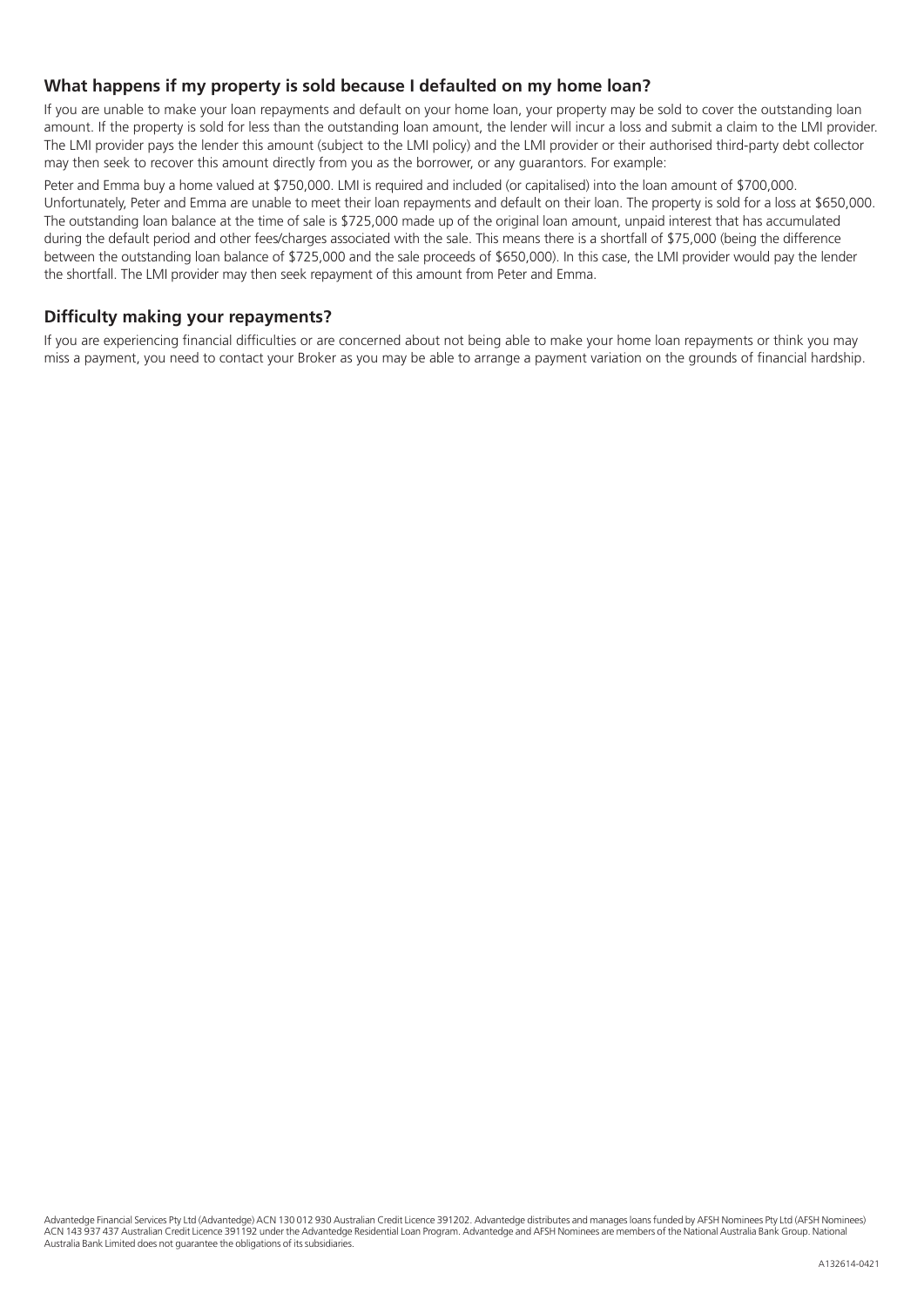## What happens if my property is sold because I defaulted on my home loan?

If you are unable to make your loan repayments and default on your home loan, your property may be sold to cover the outstanding loan amount. If the property is sold for less than the outstanding loan amount, the lender will incur a loss and submit a claim to the LMI provider. The LMI provider pays the lender this amount (subject to the LMI policy) and the LMI provider or their authorised third-party debt collector may then seek to recover this amount directly from you as the borrower, or any guarantors. For example:

Peter and Emma buy a home valued at $750,000. LMI is required and included (or capitalised) into the loan amount of $700,000. Unfortunately, Peter and Emma are unable to meet their loan repayments and default on their loan. The property is sold for a loss at $650,000. The outstanding loan balance at the time of sale is $725,000 made up of the original loan amount, unpaid interest that has accumulated during the default period and other fees/charges associated with the sale. This means there is a shortfall of $75,000 (being the difference between the outstanding loan balance of $725,000 and the sale proceeds of $650,000). In this case, the LMI provider would pay the lender the shortfall. The LMI provider may then seek repayment of this amount from Peter and Emma.

## Difficulty making your repayments?

If you are experiencing financial difficulties or are concerned about not being able to make your home loan repayments or think you may miss a payment, you need to contact your Broker as you may be able to arrange a payment variation on the grounds of financial hardship.

Advantedge Financial Services Pty Ltd (Advantedge) ACN 130 012 930 Australian Credit Licence 391202. Advantedge distributes and manages loans funded by AFSH Nominees Pty Ltd (AFSH Nominees) ACN 143 937 437 Australian Credit Licence 391192 under the Advantedge Residential Loan Program. Advantedge and AFSH Nominees are members of the National Australia Bank Group. National Australia Bank Limited does not guarantee the obligations of its subsidiaries.

A132614-0421